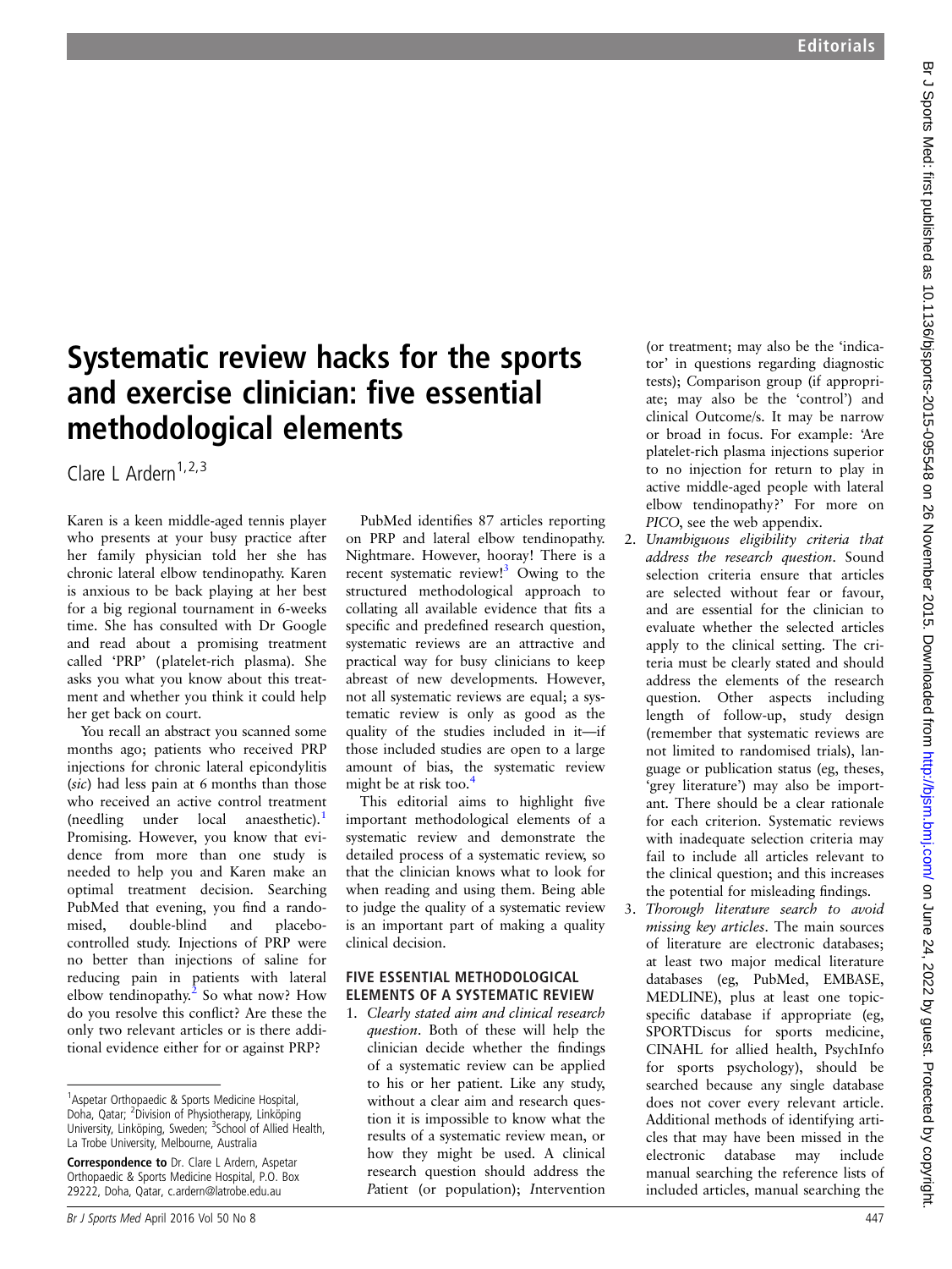# Systematic review hacks for the sports and exercise clinician: five essential methodological elements

Clare L Ardern[1,2,3]

Karen is a keen middle-aged tennis player who presents at your busy practice after her family physician told her she has chronic lateral elbow tendinopathy. Karen is anxious to be back playing at her best for a big regional tournament in 6-weeks time. She has consulted with Dr Google and read about a promising treatment called 'PRP' (platelet-rich plasma). She asks you what you know about this treatment and whether you think it could help her get back on court.

You recall an abstract you scanned some months ago; patients who received PRP injections for chronic lateral epicondylitis (*sic*) had less pain at 6 months than those who received an active control treatment (needling under local anaesthetic).[1] Promising. However, you know that evidence from more than one study is needed to help you and Karen make an optimal treatment decision. Searching PubMed that evening, you find a randomised, double-blind and placebo-controlled study. Injections of PRP were no better than injections of saline for reducing pain in patients with lateral elbow tendinopathy.[2] So what now? How do you resolve this conflict? Are these the only two relevant articles or is there additional evidence either for or against PRP?

PubMed identifies 87 articles reporting on PRP and lateral elbow tendinopathy. Nightmare. However, hooray! There is a recent systematic review![3] Owing to the structured methodological approach to collating all available evidence that fits a specific and predefined research question, systematic reviews are an attractive and practical way for busy clinicians to keep abreast of new developments. However, not all systematic reviews are equal; a systematic review is only as good as the quality of the studies included in it—if those included studies are open to a large amount of bias, the systematic review might be at risk too.[4]

This editorial aims to highlight five important methodological elements of a systematic review and demonstrate the detailed process of a systematic review, so that the clinician knows what to look for when reading and using them. Being able to judge the quality of a systematic review is an important part of making a quality clinical decision.

## FIVE ESSENTIAL METHODOLOGICAL ELEMENTS OF A SYSTEMATIC REVIEW

1. *Clearly stated aim and clinical research question*. Both of these will help the clinician decide whether the findings of a systematic review can be applied to his or her patient. Like any study, without a clear aim and research question it is impossible to know what the results of a systematic review mean, or how they might be used. A clinical research question should address the *P*atient (or population); *I*ntervention (or treatment; may also be the 'indicator' in questions regarding diagnostic tests); *C*omparison group (if appropriate; may also be the 'control') and clinical *O*utcome/s. It may be narrow or broad in focus. For example: 'Are platelet-rich plasma injections superior to no injection for return to play in active middle-aged people with lateral elbow tendinopathy?' For more on *PICO*, see the web appendix.
2. *Unambiguous eligibility criteria that address the research question*. Sound selection criteria ensure that articles are selected without fear or favour, and are essential for the clinician to evaluate whether the selected articles apply to the clinical setting. The criteria must be clearly stated and should address the elements of the research question. Other aspects including length of follow-up, study design (remember that systematic reviews are not limited to randomised trials), language or publication status (eg, theses, 'grey literature') may also be important. There should be a clear rationale for each criterion. Systematic reviews with inadequate selection criteria may fail to include all articles relevant to the clinical question; and this increases the potential for misleading findings.
3. *Thorough literature search to avoid missing key articles*. The main sources of literature are electronic databases; at least two major medical literature databases (eg, PubMed, EMBASE, MEDLINE), plus at least one topic-specific database if appropriate (eg, SPORTDiscus for sports medicine, CINAHL for allied health, PsychInfo for sports psychology), should be searched because any single database does not cover every relevant article. Additional methods of identifying articles that may have been missed in the electronic database may include manual searching the reference lists of included articles, manual searching the

---

[1]Aspetar Orthopaedic & Sports Medicine Hospital, Doha, Qatar; [2]Division of Physiotherapy, Linköping University, Linköping, Sweden; [3]School of Allied Health, La Trobe University, Melbourne, Australia

**Correspondence to** Dr. Clare L Ardern, Aspetar Orthopaedic & Sports Medicine Hospital, P.O. Box 29222, Doha, Qatar, c.ardern@latrobe.edu.au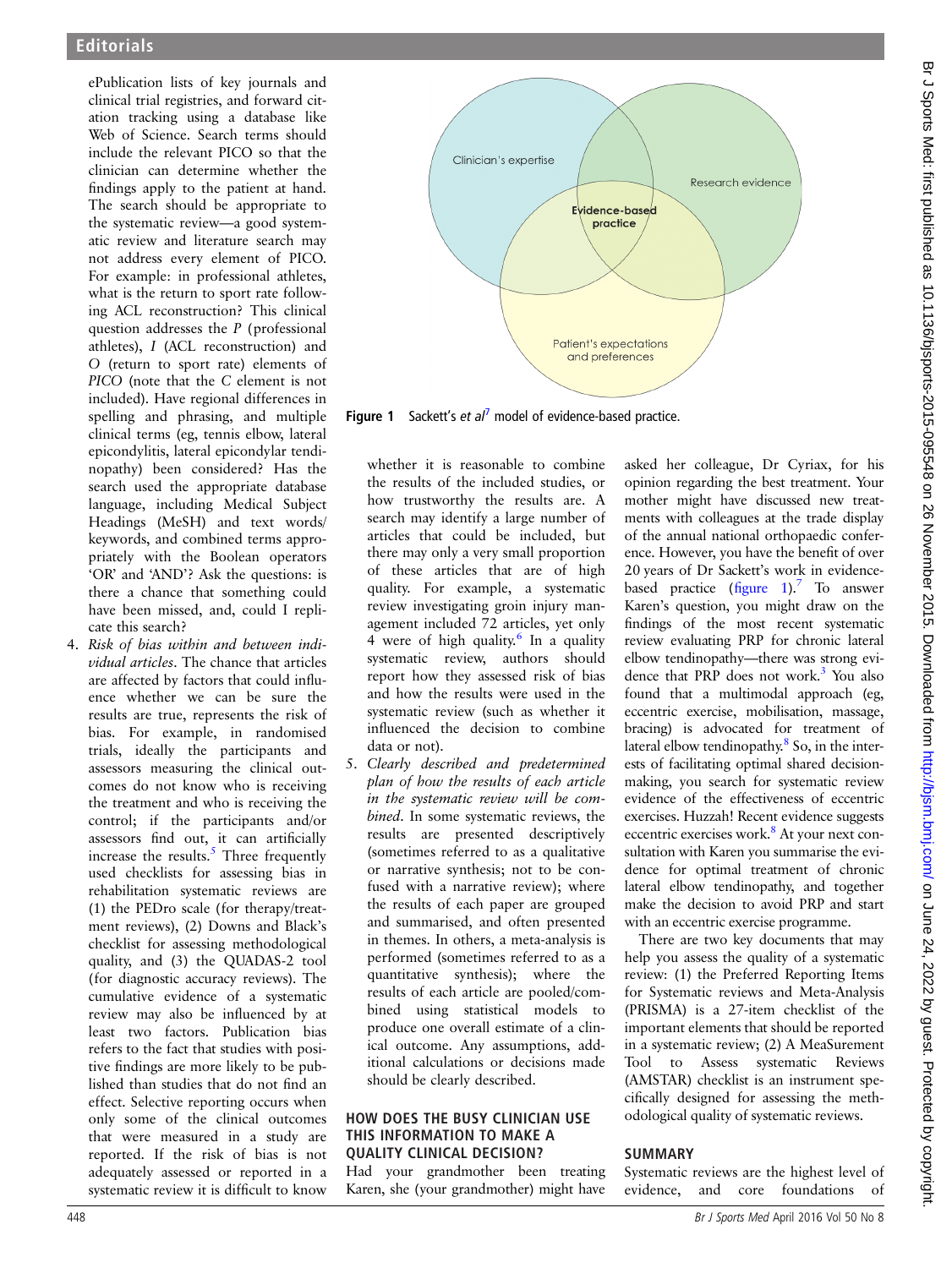ePublication lists of key journals and clinical trial registries, and forward citation tracking using a database like Web of Science. Search terms should include the relevant PICO so that the clinician can determine whether the findings apply to the patient at hand. The search should be appropriate to the systematic review—a good systematic review and literature search may not address every element of PICO. For example: in professional athletes, what is the return to sport rate following ACL reconstruction? This clinical question addresses the *P* (professional athletes), *I* (ACL reconstruction) and *O* (return to sport rate) elements of *PICO* (note that the *C* element is not included). Have regional differences in spelling and phrasing, and multiple clinical terms (eg, tennis elbow, lateral epicondylitis, lateral epicondylar tendinopathy) been considered? Has the search used the appropriate database language, including Medical Subject Headings (MeSH) and text words/keywords, and combined terms appropriately with the Boolean operators 'OR' and 'AND'? Ask the questions: is there a chance that something could have been missed, and, could I replicate this search?

4. *Risk of bias within and between individual articles*. The chance that articles are affected by factors that could influence whether we can be sure the results are true, represents the risk of bias. For example, in randomised trials, ideally the participants and assessors measuring the clinical outcomes do not know who is receiving the treatment and who is receiving the control; if the participants and/or assessors find out, it can artificially increase the results.[5] Three frequently used checklists for assessing bias in rehabilitation systematic reviews are (1) the PEDro scale (for therapy/treatment reviews), (2) Downs and Black's checklist for assessing methodological quality, and (3) the QUADAS-2 tool (for diagnostic accuracy reviews). The cumulative evidence of a systematic review may also be influenced by at least two factors. Publication bias refers to the fact that studies with positive findings are more likely to be published than studies that do not find an effect. Selective reporting occurs when only some of the clinical outcomes that were measured in a study are reported. If the risk of bias is not adequately assessed or reported in a systematic review it is difficult to know whether it is reasonable to combine the results of the included studies, or how trustworthy the results are. A search may identify a large number of articles that could be included, but there may only a very small proportion of these articles that are of high quality. For example, a systematic review investigating groin injury management included 72 articles, yet only 4 were of high quality.[6] In a quality systematic review, authors should report how they assessed risk of bias and how the results were used in the systematic review (such as whether it influenced the decision to combine data or not).
5. *Clearly described and predetermined plan of how the results of each article in the systematic review will be combined*. In some systematic reviews, the results are presented descriptively (sometimes referred to as a qualitative or narrative synthesis; not to be confused with a narrative review); where the results of each paper are grouped and summarised, and often presented in themes. In others, a meta-analysis is performed (sometimes referred to as a quantitative synthesis); where the results of each article are pooled/combined using statistical models to produce one overall estimate of a clinical outcome. Any assumptions, additional calculations or decisions made should be clearly described.

Figure 1 Sackett's *et al*[7] model of evidence-based practice.

## HOW DOES THE BUSY CLINICIAN USE THIS INFORMATION TO MAKE A QUALITY CLINICAL DECISION?

Had your grandmother been treating Karen, she (your grandmother) might have asked her colleague, Dr Cyriax, for his opinion regarding the best treatment. Your mother might have discussed new treatments with colleagues at the trade display of the annual national orthopaedic conference. However, you have the benefit of over 20 years of Dr Sackett's work in evidence-based practice (figure 1).[7] To answer Karen's question, you might draw on the findings of the most recent systematic review evaluating PRP for chronic lateral elbow tendinopathy—there was strong evidence that PRP does not work.[3] You also found that a multimodal approach (eg, eccentric exercise, mobilisation, massage, bracing) is advocated for treatment of lateral elbow tendinopathy.[8] So, in the interests of facilitating optimal shared decision-making, you search for systematic review evidence of the effectiveness of eccentric exercises. Huzzah! Recent evidence suggests eccentric exercises work.[8] At your next consultation with Karen you summarise the evidence for optimal treatment of chronic lateral elbow tendinopathy, and together make the decision to avoid PRP and start with an eccentric exercise programme.

There are two key documents that may help you assess the quality of a systematic review: (1) the Preferred Reporting Items for Systematic reviews and Meta-Analysis (PRISMA) is a 27-item checklist of the important elements that should be reported in a systematic review; (2) A MeaSurement Tool to Assess systematic Reviews (AMSTAR) checklist is an instrument specifically designed for assessing the methodological quality of systematic reviews.

## SUMMARY

Systematic reviews are the highest level of evidence, and core foundations of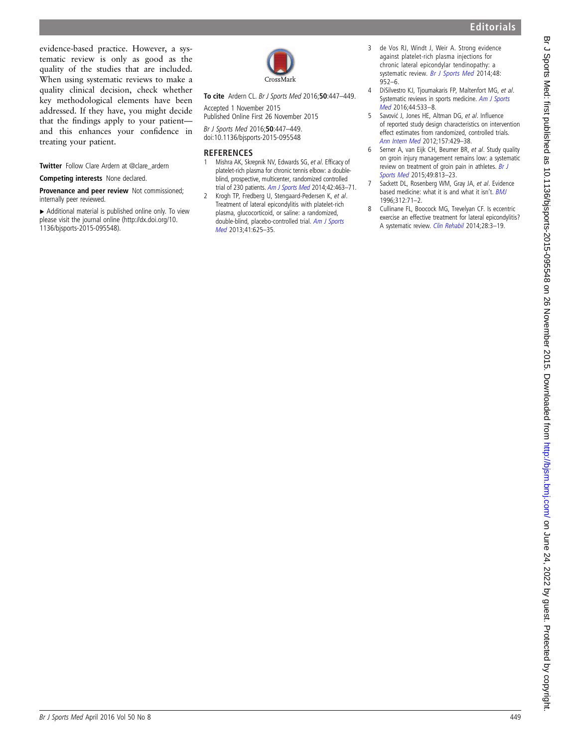evidence-based practice. However, a systematic review is only as good as the quality of the studies that are included. When using systematic reviews to make a quality clinical decision, check whether key methodological elements have been addressed. If they have, you might decide that the findings apply to your patient—and this enhances your confidence in treating your patient.

**Twitter** Follow Clare Ardern at @clare_ardern

**Competing interests** None declared.

**Provenance and peer review** Not commissioned; internally peer reviewed.

▸ Additional material is published online only. To view please visit the journal online (http://dx.doi.org/10.1136/bjsports-2015-095548).

**To cite** Ardern CL. *Br J Sports Med* 2016;**50**:447–449.

Accepted 1 November 2015
Published Online First 26 November 2015

*Br J Sports Med* 2016;**50**:447–449.
doi:10.1136/bjsports-2015-095548

## REFERENCES

1. Mishra AK, Skrepnik NV, Edwards SG, *et al*. Efficacy of platelet-rich plasma for chronic tennis elbow: a double-blind, prospective, multicenter, randomized controlled trial of 230 patients. *Am J Sports Med* 2014;42:463–71.
2. Krogh TP, Fredberg U, Stengaard-Pedersen K, *et al*. Treatment of lateral epicondylitis with platelet-rich plasma, glucocorticoid, or saline: a randomized, double-blind, placebo-controlled trial. *Am J Sports Med* 2013;41:625–35.
3. de Vos RJ, Windt J, Weir A. Strong evidence against platelet-rich plasma injections for chronic lateral epicondylar tendinopathy: a systematic review. *Br J Sports Med* 2014;48:952–6.
4. DiSilvestro KJ, Tjoumakaris FP, Maltenfort MG, *et al*. Systematic reviews in sports medicine. *Am J Sports Med* 2016;44:533–8.
5. Savović J, Jones HE, Altman DG, *et al*. Influence of reported study design characteristics on intervention effect estimates from randomized, controlled trials. *Ann Intern Med* 2012;157:429–38.
6. Serner A, van Eijk CH, Beumer BR, *et al*. Study quality on groin injury management remains low: a systematic review on treatment of groin pain in athletes. *Br J Sports Med* 2015;49:813–23.
7. Sackett DL, Rosenberg WM, Gray JA, *et al*. Evidence based medicine: what it is and what it isn't. *BMJ* 1996;312:71–2.
8. Cullinane FL, Boocock MG, Trevelyan CF. Is eccentric exercise an effective treatment for lateral epicondylitis? A systematic review. *Clin Rehabil* 2014;28:3–19.